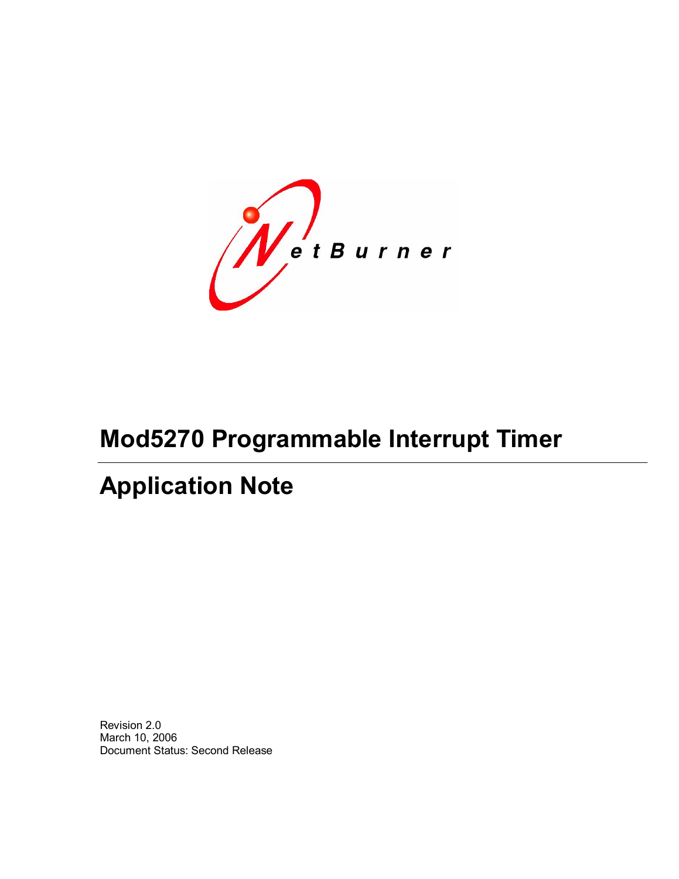NetBurner

# Mod5270 Programmable Interrupt Timer

# Application Note

Revision 2.0
March 10, 2006
Document Status: Second Release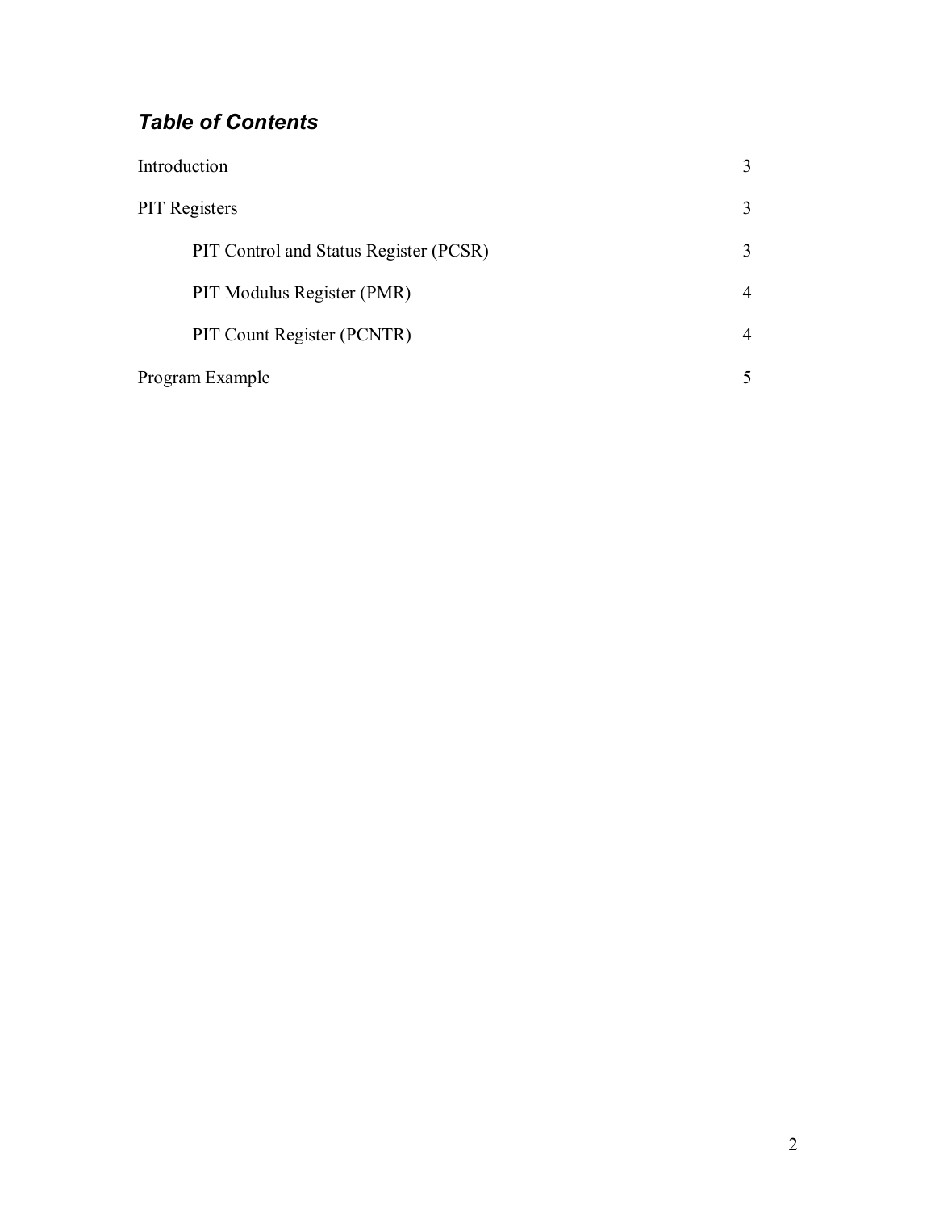## *Table of Contents*

| | |
|---|---|
| Introduction | 3 |
| PIT Registers | 3 |
| PIT Control and Status Register (PCSR) | 3 |
| PIT Modulus Register (PMR) | 4 |
| PIT Count Register (PCNTR) | 4 |
| Program Example | 5 |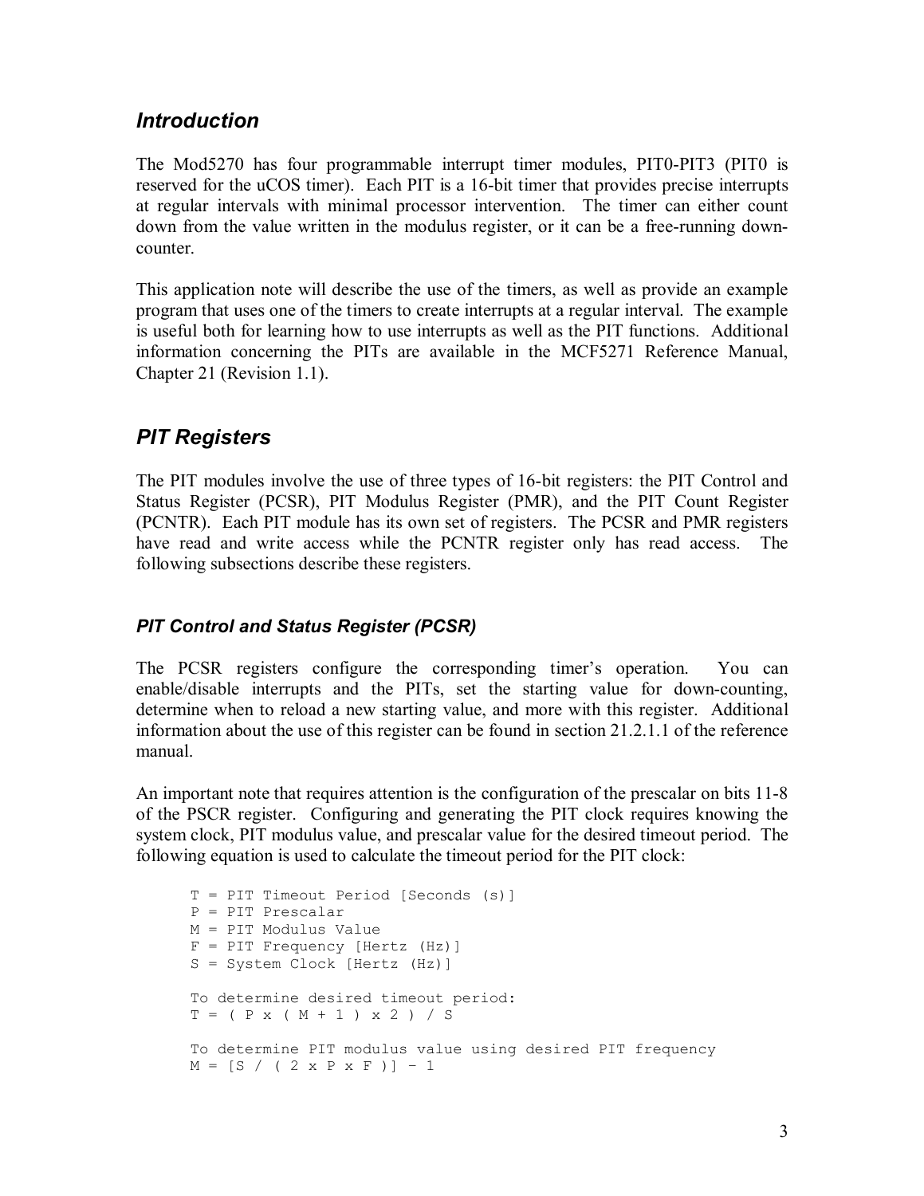## Introduction

The Mod5270 has four programmable interrupt timer modules, PIT0-PIT3 (PIT0 is reserved for the uCOS timer). Each PIT is a 16-bit timer that provides precise interrupts at regular intervals with minimal processor intervention. The timer can either count down from the value written in the modulus register, or it can be a free-running down-counter.

This application note will describe the use of the timers, as well as provide an example program that uses one of the timers to create interrupts at a regular interval. The example is useful both for learning how to use interrupts as well as the PIT functions. Additional information concerning the PITs are available in the MCF5271 Reference Manual, Chapter 21 (Revision 1.1).

## PIT Registers

The PIT modules involve the use of three types of 16-bit registers: the PIT Control and Status Register (PCSR), PIT Modulus Register (PMR), and the PIT Count Register (PCNTR). Each PIT module has its own set of registers. The PCSR and PMR registers have read and write access while the PCNTR register only has read access. The following subsections describe these registers.

### PIT Control and Status Register (PCSR)

The PCSR registers configure the corresponding timer's operation. You can enable/disable interrupts and the PITs, set the starting value for down-counting, determine when to reload a new starting value, and more with this register. Additional information about the use of this register can be found in section 21.2.1.1 of the reference manual.

An important note that requires attention is the configuration of the prescalar on bits 11-8 of the PSCR register. Configuring and generating the PIT clock requires knowing the system clock, PIT modulus value, and prescalar value for the desired timeout period. The following equation is used to calculate the timeout period for the PIT clock:

```
T = PIT Timeout Period [Seconds (s)]
P = PIT Prescalar
M = PIT Modulus Value
F = PIT Frequency [Hertz (Hz)]
S = System Clock [Hertz (Hz)]

To determine desired timeout period:
T = ( P x ( M + 1 ) x 2 ) / S

To determine PIT modulus value using desired PIT frequency
M = [S / ( 2 x P x F )] – 1
```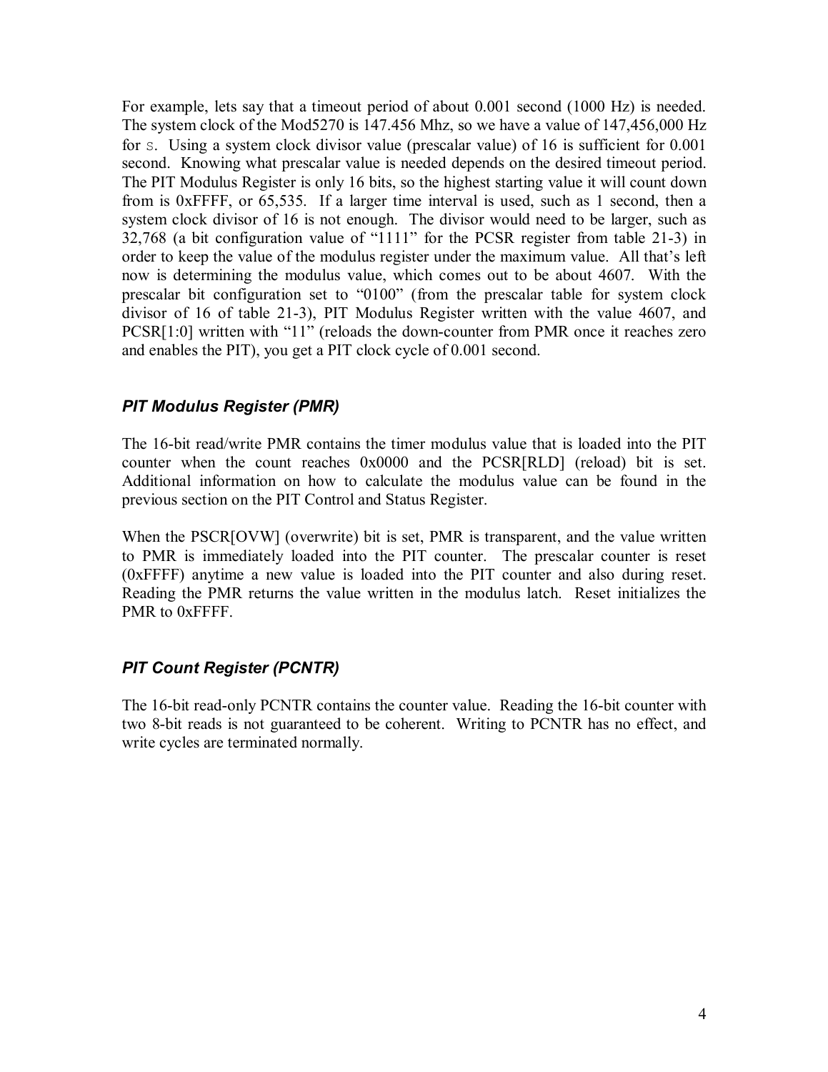For example, lets say that a timeout period of about 0.001 second (1000 Hz) is needed. The system clock of the Mod5270 is 147.456 Mhz, so we have a value of 147,456,000 Hz for `S`. Using a system clock divisor value (prescalar value) of 16 is sufficient for 0.001 second. Knowing what prescalar value is needed depends on the desired timeout period. The PIT Modulus Register is only 16 bits, so the highest starting value it will count down from is 0xFFFF, or 65,535. If a larger time interval is used, such as 1 second, then a system clock divisor of 16 is not enough. The divisor would need to be larger, such as 32,768 (a bit configuration value of "1111" for the PCSR register from table 21-3) in order to keep the value of the modulus register under the maximum value. All that's left now is determining the modulus value, which comes out to be about 4607. With the prescalar bit configuration set to "0100" (from the prescalar table for system clock divisor of 16 of table 21-3), PIT Modulus Register written with the value 4607, and PCSR[1:0] written with "11" (reloads the down-counter from PMR once it reaches zero and enables the PIT), you get a PIT clock cycle of 0.001 second.

### *PIT Modulus Register (PMR)*

The 16-bit read/write PMR contains the timer modulus value that is loaded into the PIT counter when the count reaches 0x0000 and the PCSR[RLD] (reload) bit is set. Additional information on how to calculate the modulus value can be found in the previous section on the PIT Control and Status Register.

When the PSCR[OVW] (overwrite) bit is set, PMR is transparent, and the value written to PMR is immediately loaded into the PIT counter. The prescalar counter is reset (0xFFFF) anytime a new value is loaded into the PIT counter and also during reset. Reading the PMR returns the value written in the modulus latch. Reset initializes the PMR to 0xFFFF.

### *PIT Count Register (PCNTR)*

The 16-bit read-only PCNTR contains the counter value. Reading the 16-bit counter with two 8-bit reads is not guaranteed to be coherent. Writing to PCNTR has no effect, and write cycles are terminated normally.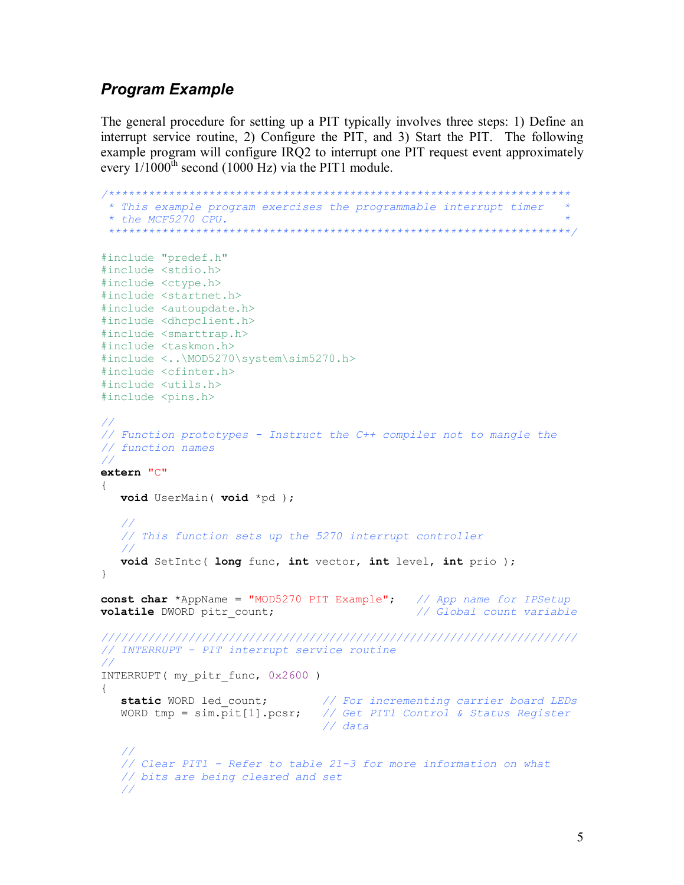### *Program Example*

The general procedure for setting up a PIT typically involves three steps: 1) Define an interrupt service routine, 2) Configure the PIT, and 3) Start the PIT. The following example program will configure IRQ2 to interrupt one PIT request event approximately every 1/1000$^{th}$ second (1000 Hz) via the PIT1 module.

```
/********************************************************************
 * This example program exercises the programmable interrupt timer   *
 * the MCF5270 CPU.                                                   *
 ********************************************************************/

#include "predef.h"
#include <stdio.h>
#include <ctype.h>
#include <startnet.h>
#include <autoupdate.h>
#include <dhcpclient.h>
#include <smarttrap.h>
#include <taskmon.h>
#include <..\MOD5270\system\sim5270.h>
#include <cfinter.h>
#include <utils.h>
#include <pins.h>

//
// Function prototypes - Instruct the C++ compiler not to mangle the
// function names
//
extern "C"
{
   void UserMain( void *pd );

   //
   // This function sets up the 5270 interrupt controller
   //
   void SetIntc( long func, int vector, int level, int prio );
}

const char *AppName = "MOD5270 PIT Example";    // App name for IPSetup
volatile DWORD pitr_count;                      // Global count variable

////////////////////////////////////////////////////////////////////
// INTERRUPT - PIT interrupt service routine
//
INTERRUPT( my_pitr_func, 0x2600 )
{
   static WORD led_count;        // For incrementing carrier board LEDs
   WORD tmp = sim.pit[1].pcsr;   // Get PIT1 Control & Status Register
                                 // data

   //
   // Clear PIT1 - Refer to table 21-3 for more information on what
   // bits are being cleared and set
   //
```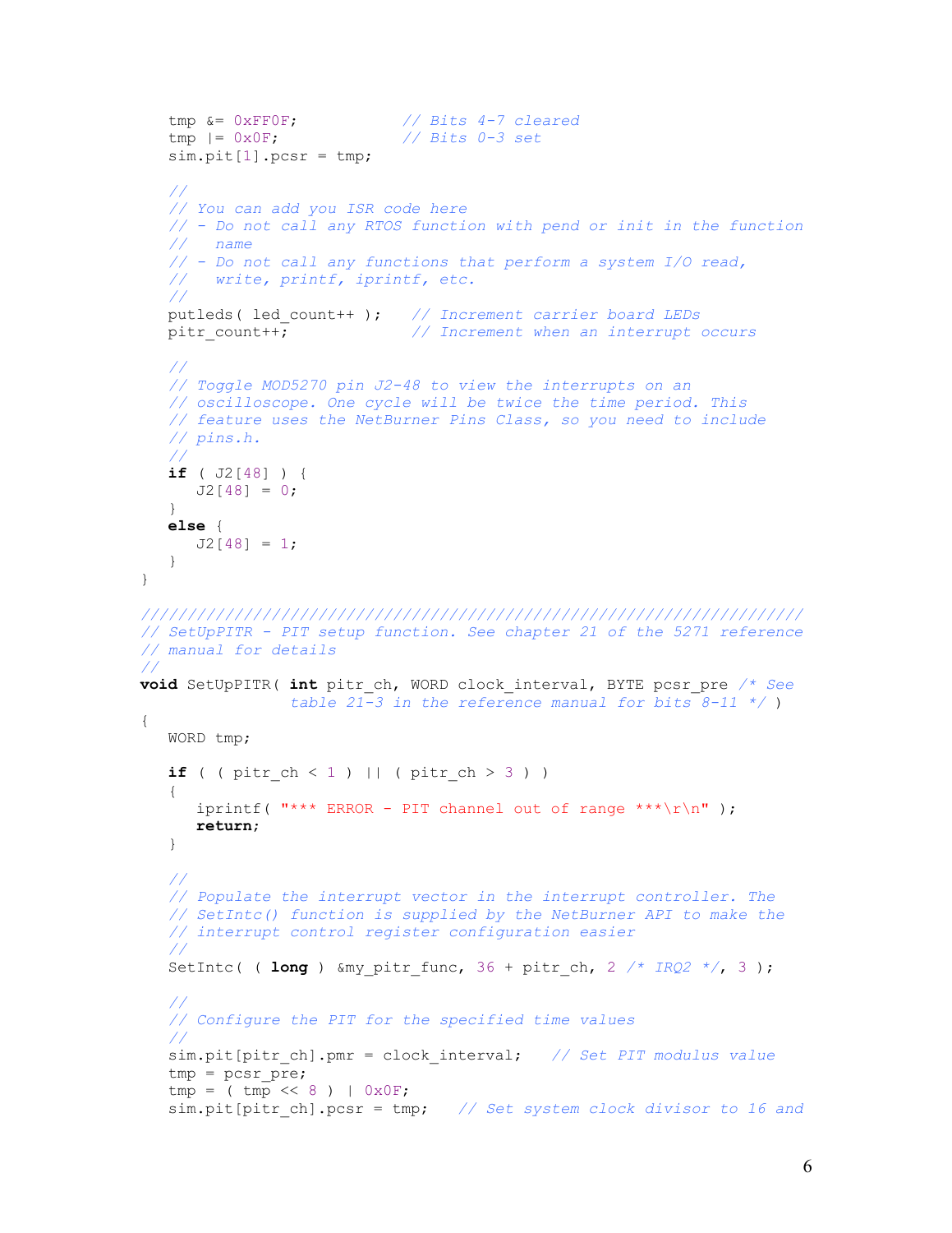```
   tmp &= 0xFF0F;           // Bits 4-7 cleared
   tmp |= 0x0F;             // Bits 0-3 set
   sim.pit[1].pcsr = tmp;

   //
   // You can add you ISR code here
   // - Do not call any RTOS function with pend or init in the function
   //   name
   // - Do not call any functions that perform a system I/O read,
   //   write, printf, iprintf, etc.
   //
   putleds( led_count++ );   // Increment carrier board LEDs
   pitr_count++;             // Increment when an interrupt occurs

   //
   // Toggle MOD5270 pin J2-48 to view the interrupts on an
   // oscilloscope. One cycle will be twice the time period. This
   // feature uses the NetBurner Pins Class, so you need to include
   // pins.h.
   //
   if ( J2[48] ) {
      J2[48] = 0;
   }
   else {
      J2[48] = 1;
   }
}

/////////////////////////////////////////////////////////////////////
// SetUpPITR - PIT setup function. See chapter 21 of the 5271 reference
// manual for details
//
void SetUpPITR( int pitr_ch, WORD clock_interval, BYTE pcsr_pre /* See
                table 21-3 in the reference manual for bits 8-11 */ )
{
   WORD tmp;

   if ( ( pitr_ch < 1 ) || ( pitr_ch > 3 ) )
   {
      iprintf( "*** ERROR - PIT channel out of range ***\r\n" );
      return;
   }

   //
   // Populate the interrupt vector in the interrupt controller. The
   // SetIntc() function is supplied by the NetBurner API to make the
   // interrupt control register configuration easier
   //
   SetIntc( ( long ) &my_pitr_func, 36 + pitr_ch, 2 /* IRQ2 */, 3 );

   //
   // Configure the PIT for the specified time values
   //
   sim.pit[pitr_ch].pmr = clock_interval;   // Set PIT modulus value
   tmp = pcsr_pre;
   tmp = ( tmp << 8 ) | 0x0F;
   sim.pit[pitr_ch].pcsr = tmp;   // Set system clock divisor to 16 and
```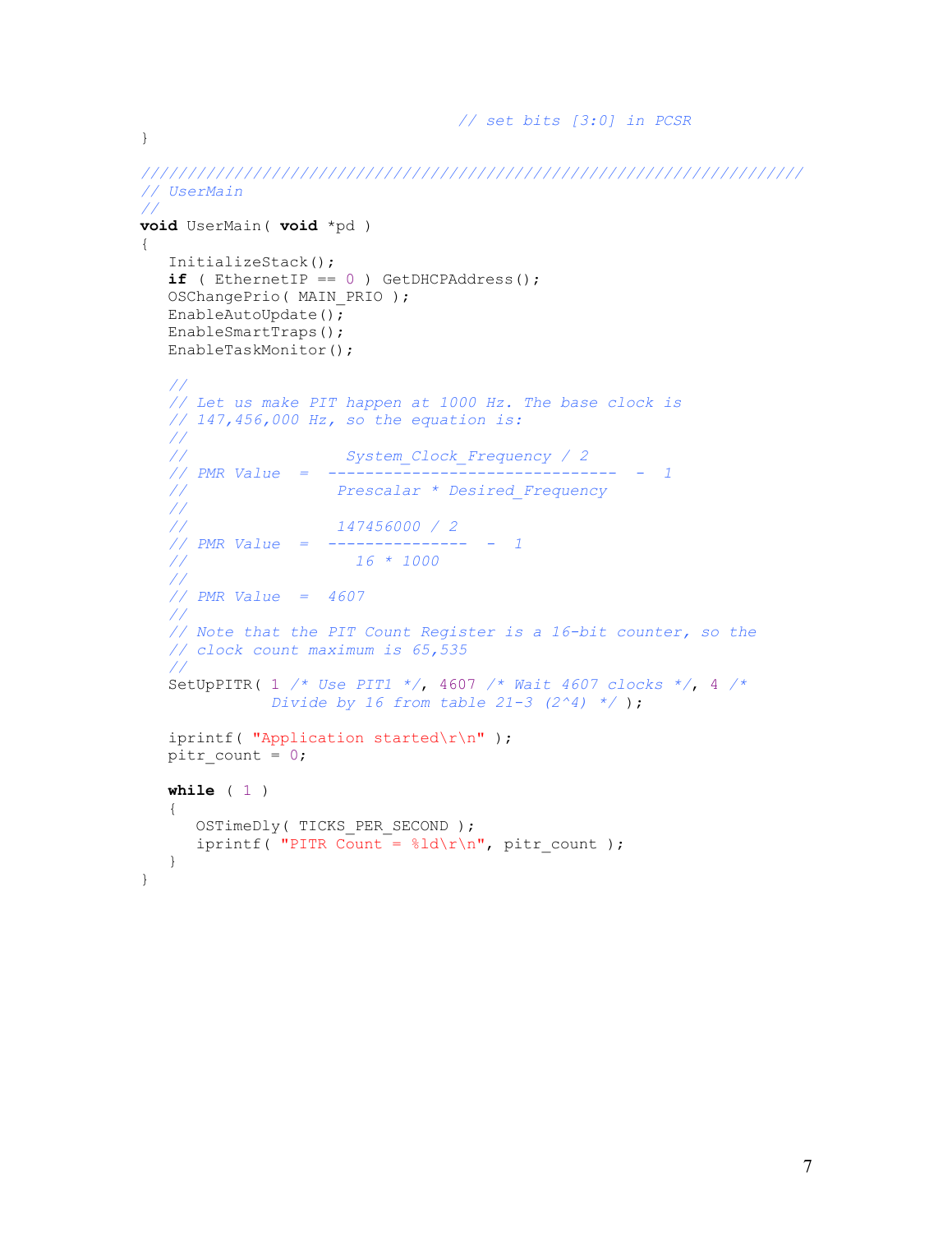```
                                    // set bits [3:0] in PCSR
}

/////////////////////////////////////////////////////////////////////
// UserMain
//
void UserMain( void *pd )
{
   InitializeStack();
   if ( EthernetIP == 0 ) GetDHCPAddress();
   OSChangePrio( MAIN_PRIO );
   EnableAutoUpdate();
   EnableSmartTraps();
   EnableTaskMonitor();

   //
   // Let us make PIT happen at 1000 Hz. The base clock is
   // 147,456,000 Hz, so the equation is:
   //
   //                  System_Clock_Frequency / 2
   // PMR Value  =  -------------------------------  -  1
   //                 Prescalar * Desired_Frequency
   //
   //                 147456000 / 2
   // PMR Value  =  ---------------  -  1
   //                   16 * 1000
   //
   // PMR Value  =  4607
   //
   // Note that the PIT Count Register is a 16-bit counter, so the
   // clock count maximum is 65,535
   //
   SetUpPITR( 1 /* Use PIT1 */, 4607 /* Wait 4607 clocks */, 4 /*
              Divide by 16 from table 21-3 (2^4) */ );

   iprintf( "Application started\r\n" );
   pitr_count = 0;

   while ( 1 )
   {
      OSTimeDly( TICKS_PER_SECOND );
      iprintf( "PITR Count = %ld\r\n", pitr_count );
   }
}
```